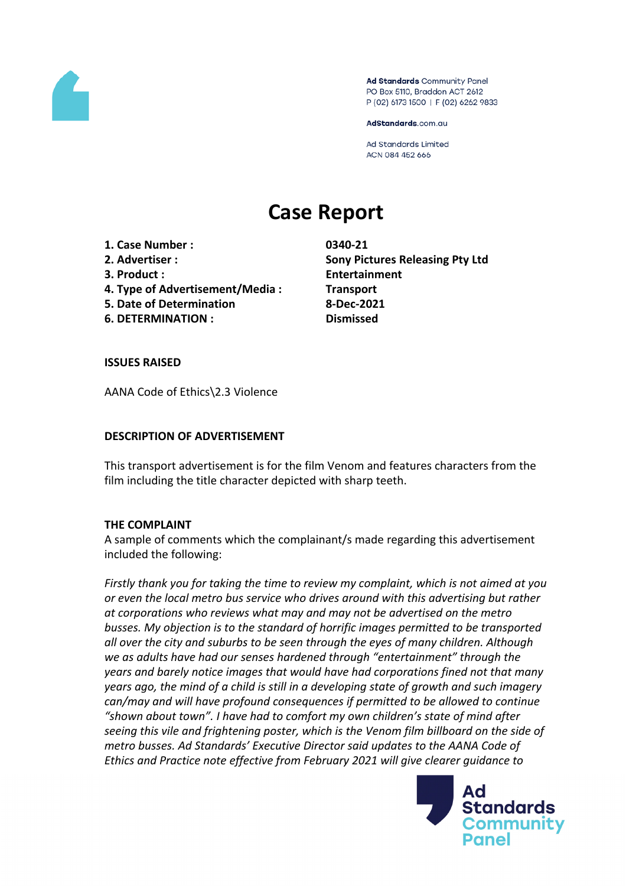Ad Standards Community Panel
PO Box 5110, Braddon ACT 2612
P (02) 6173 1500 | F (02) 6262 9833

AdStandards.com.au

Ad Standards Limited
ACN 084 452 666

# Case Report

| | |
|---|---|
| **1. Case Number :** | **0340-21** |
| **2. Advertiser :** | **Sony Pictures Releasing Pty Ltd** |
| **3. Product :** | **Entertainment** |
| **4. Type of Advertisement/Media :** | **Transport** |
| **5. Date of Determination** | **8-Dec-2021** |
| **6. DETERMINATION :** | **Dismissed** |

**ISSUES RAISED**

AANA Code of Ethics\2.3 Violence

**DESCRIPTION OF ADVERTISEMENT**

This transport advertisement is for the film Venom and features characters from the film including the title character depicted with sharp teeth.

**THE COMPLAINT**

A sample of comments which the complainant/s made regarding this advertisement included the following:

*Firstly thank you for taking the time to review my complaint, which is not aimed at you or even the local metro bus service who drives around with this advertising but rather at corporations who reviews what may and may not be advertised on the metro busses. My objection is to the standard of horrific images permitted to be transported all over the city and suburbs to be seen through the eyes of many children. Although we as adults have had our senses hardened through "entertainment" through the years and barely notice images that would have had corporations fined not that many years ago, the mind of a child is still in a developing state of growth and such imagery can/may and will have profound consequences if permitted to be allowed to continue "shown about town". I have had to comfort my own children's state of mind after seeing this vile and frightening poster, which is the Venom film billboard on the side of metro busses. Ad Standards' Executive Director said updates to the AANA Code of Ethics and Practice note effective from February 2021 will give clearer guidance to*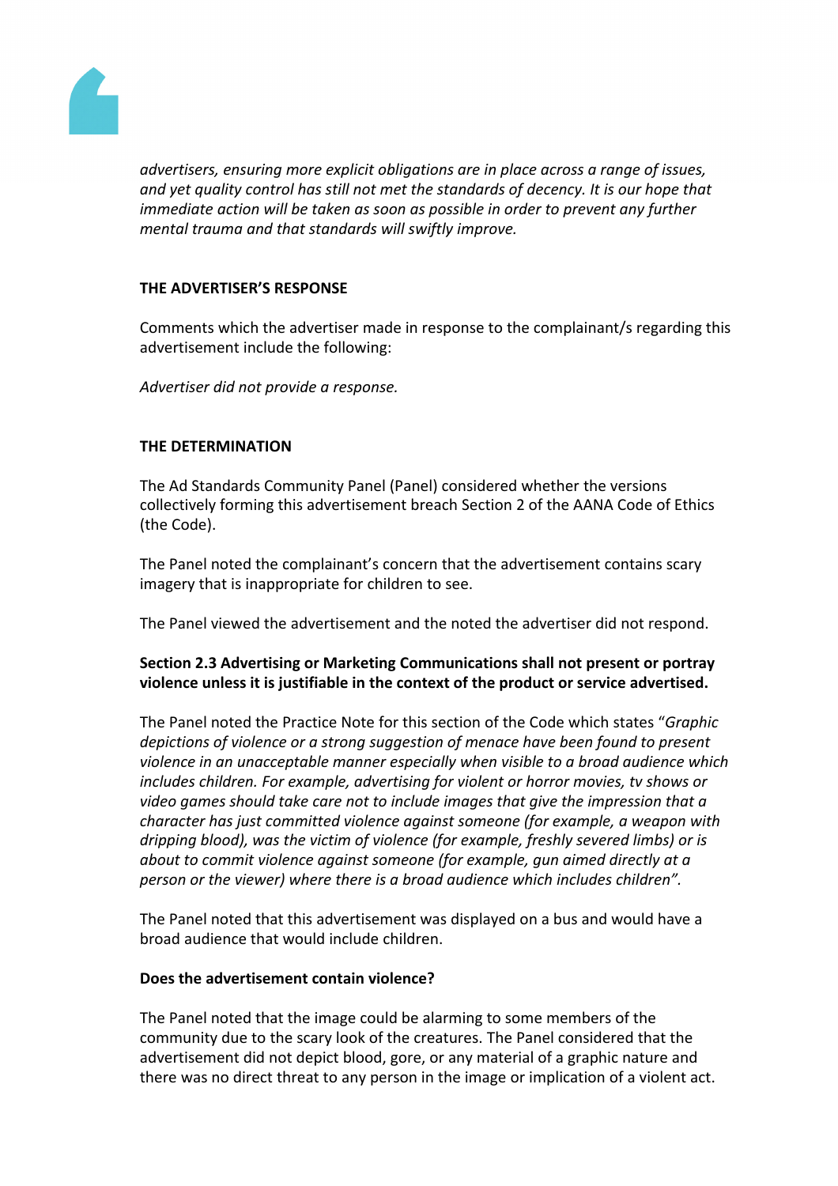*advertisers, ensuring more explicit obligations are in place across a range of issues, and yet quality control has still not met the standards of decency. It is our hope that immediate action will be taken as soon as possible in order to prevent any further mental trauma and that standards will swiftly improve.*

**THE ADVERTISER'S RESPONSE**

Comments which the advertiser made in response to the complainant/s regarding this advertisement include the following:

*Advertiser did not provide a response.*

**THE DETERMINATION**

The Ad Standards Community Panel (Panel) considered whether the versions collectively forming this advertisement breach Section 2 of the AANA Code of Ethics (the Code).

The Panel noted the complainant's concern that the advertisement contains scary imagery that is inappropriate for children to see.

The Panel viewed the advertisement and the noted the advertiser did not respond.

**Section 2.3 Advertising or Marketing Communications shall not present or portray violence unless it is justifiable in the context of the product or service advertised.**

The Panel noted the Practice Note for this section of the Code which states "*Graphic depictions of violence or a strong suggestion of menace have been found to present violence in an unacceptable manner especially when visible to a broad audience which includes children. For example, advertising for violent or horror movies, tv shows or video games should take care not to include images that give the impression that a character has just committed violence against someone (for example, a weapon with dripping blood), was the victim of violence (for example, freshly severed limbs) or is about to commit violence against someone (for example, gun aimed directly at a person or the viewer) where there is a broad audience which includes children*".

The Panel noted that this advertisement was displayed on a bus and would have a broad audience that would include children.

**Does the advertisement contain violence?**

The Panel noted that the image could be alarming to some members of the community due to the scary look of the creatures. The Panel considered that the advertisement did not depict blood, gore, or any material of a graphic nature and there was no direct threat to any person in the image or implication of a violent act.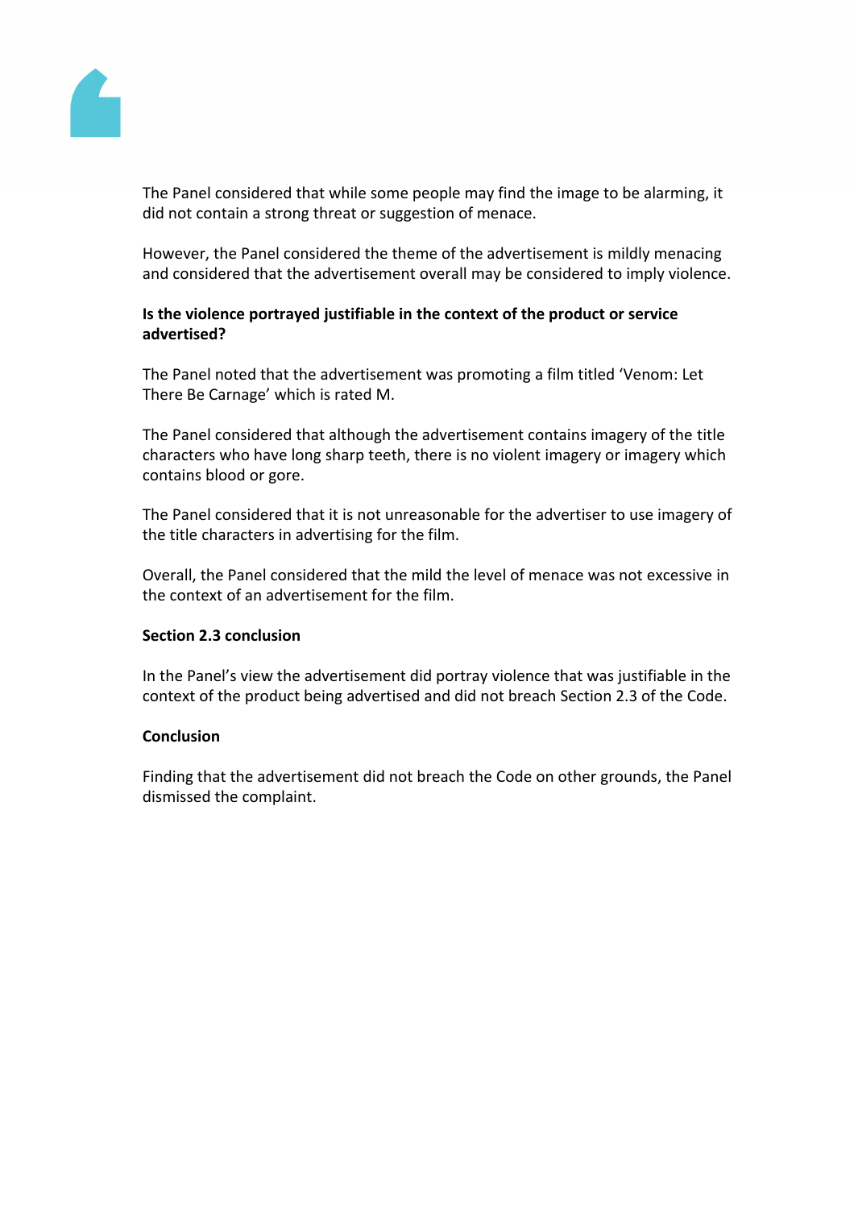The Panel considered that while some people may find the image to be alarming, it did not contain a strong threat or suggestion of menace.

However, the Panel considered the theme of the advertisement is mildly menacing and considered that the advertisement overall may be considered to imply violence.

**Is the violence portrayed justifiable in the context of the product or service advertised?**

The Panel noted that the advertisement was promoting a film titled ‘Venom: Let There Be Carnage’ which is rated M.

The Panel considered that although the advertisement contains imagery of the title characters who have long sharp teeth, there is no violent imagery or imagery which contains blood or gore.

The Panel considered that it is not unreasonable for the advertiser to use imagery of the title characters in advertising for the film.

Overall, the Panel considered that the mild the level of menace was not excessive in the context of an advertisement for the film.

**Section 2.3 conclusion**

In the Panel’s view the advertisement did portray violence that was justifiable in the context of the product being advertised and did not breach Section 2.3 of the Code.

**Conclusion**

Finding that the advertisement did not breach the Code on other grounds, the Panel dismissed the complaint.